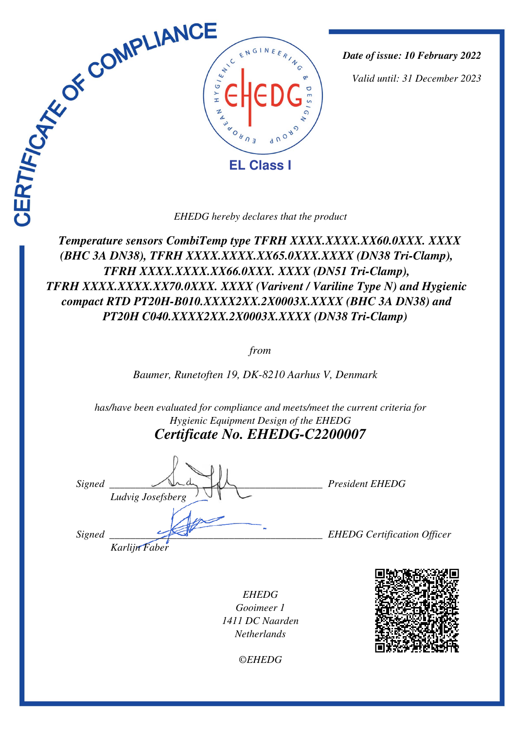# CERTIFICATE OF COMPLIANCE

EHEDG – European Hygienic Engineering & Design Group

**EL Class I**

***Date of issue: 10 February 2022***

*Valid until: 31 December 2023*

*EHEDG hereby declares that the product*

***Temperature sensors CombiTemp type TFRH XXXX.XXXX.XX60.0XXX. XXXX (BHC 3A DN38), TFRH XXXX.XXXX.XX65.0XXX.XXXX (DN38 Tri-Clamp), TFRH XXXX.XXXX.XX66.0XXX. XXXX (DN51 Tri-Clamp), TFRH XXXX.XXXX.XX70.0XXX. XXXX (Varivent / Variline Type N) and Hygienic compact RTD PT20H-B010.XXXX2XX.2X0003X.XXXX (BHC 3A DN38) and PT20H C040.XXXX2XX.2X0003X.XXXX (DN38 Tri-Clamp)***

*from*

*Baumer, Runetoften 19, DK-8210 Aarhus V, Denmark*

*has/have been evaluated for compliance and meets/meet the current criteria for Hygienic Equipment Design of the EHEDG*

## *Certificate No. EHEDG-C2200007*

*Signed* ______________________ *President EHEDG*
*Ludvig Josefsberg*

*Signed* ______________________ *EHEDG Certification Officer*
*Karlijn Faber*

*EHEDG*
*Gooimeer 1*
*1411 DC Naarden*
*Netherlands*

*©EHEDG*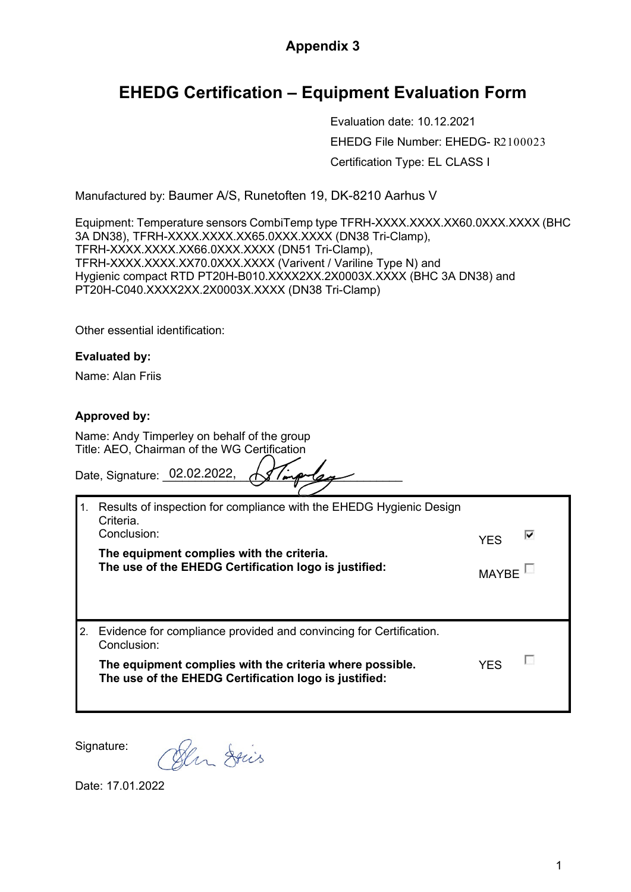**Appendix 3**

# EHEDG Certification – Equipment Evaluation Form

Evaluation date: 10.12.2021

EHEDG File Number: EHEDG- R2100023

Certification Type: EL CLASS I

Manufactured by: Baumer A/S, Runetoften 19, DK-8210 Aarhus V

Equipment: Temperature sensors CombiTemp type TFRH-XXXX.XXXX.XX60.0XXX.XXXX (BHC 3A DN38), TFRH-XXXX.XXXX.XX65.0XXX.XXXX (DN38 Tri-Clamp), TFRH-XXXX.XXXX.XX66.0XXX.XXXX (DN51 Tri-Clamp), TFRH-XXXX.XXXX.XX70.0XXX.XXXX (Varivent / Variline Type N) and Hygienic compact RTD PT20H-B010.XXXX2XX.2X0003X.XXXX (BHC 3A DN38) and PT20H-C040.XXXX2XX.2X0003X.XXXX (DN38 Tri-Clamp)

Other essential identification:

**Evaluated by:**

Name: Alan Friis

**Approved by:**

Name: Andy Timperley on behalf of the group
Title: AEO, Chairman of the WG Certification

Date, Signature: 02.02.2022, [signature]

| | | |
|---|---|---|
| 1. Results of inspection for compliance with the EHEDG Hygienic Design Criteria. Conclusion: **The equipment complies with the criteria. The use of the EHEDG Certification logo is justified:** | YES ☑<br>MAYBE ☐ | |
| 2. Evidence for compliance provided and convincing for Certification. Conclusion: **The equipment complies with the criteria where possible. The use of the EHEDG Certification logo is justified:** | YES ☐ | |

Signature: [signature]

Date: 17.01.2022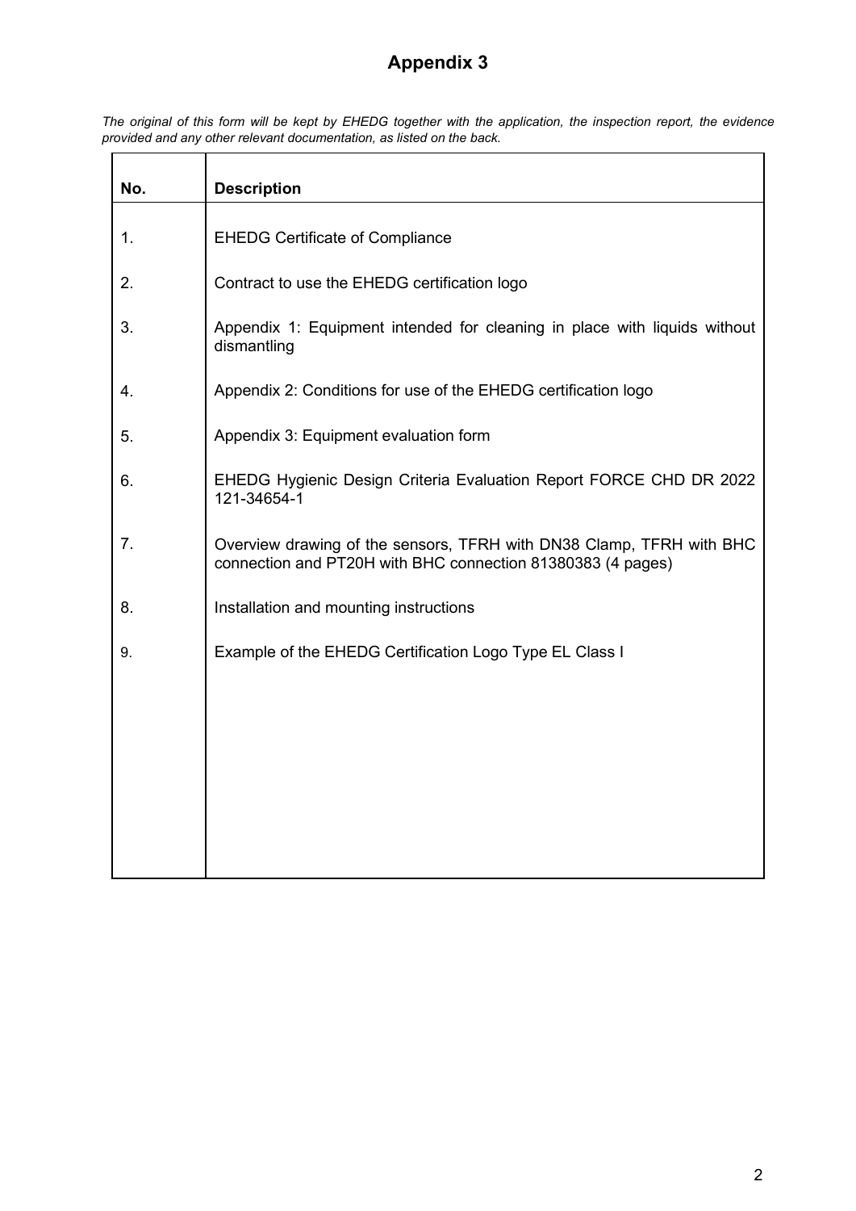# Appendix 3

*The original of this form will be kept by EHEDG together with the application, the inspection report, the evidence provided and any other relevant documentation, as listed on the back.*

| No. | Description |
|---|---|
| 1. | EHEDG Certificate of Compliance |
| 2. | Contract to use the EHEDG certification logo |
| 3. | Appendix 1: Equipment intended for cleaning in place with liquids without dismantling |
| 4. | Appendix 2: Conditions for use of the EHEDG certification logo |
| 5. | Appendix 3: Equipment evaluation form |
| 6. | EHEDG Hygienic Design Criteria Evaluation Report FORCE CHD DR 2022 121-34654-1 |
| 7. | Overview drawing of the sensors, TFRH with DN38 Clamp, TFRH with BHC connection and PT20H with BHC connection 81380383 (4 pages) |
| 8. | Installation and mounting instructions |
| 9. | Example of the EHEDG Certification Logo Type EL Class I |